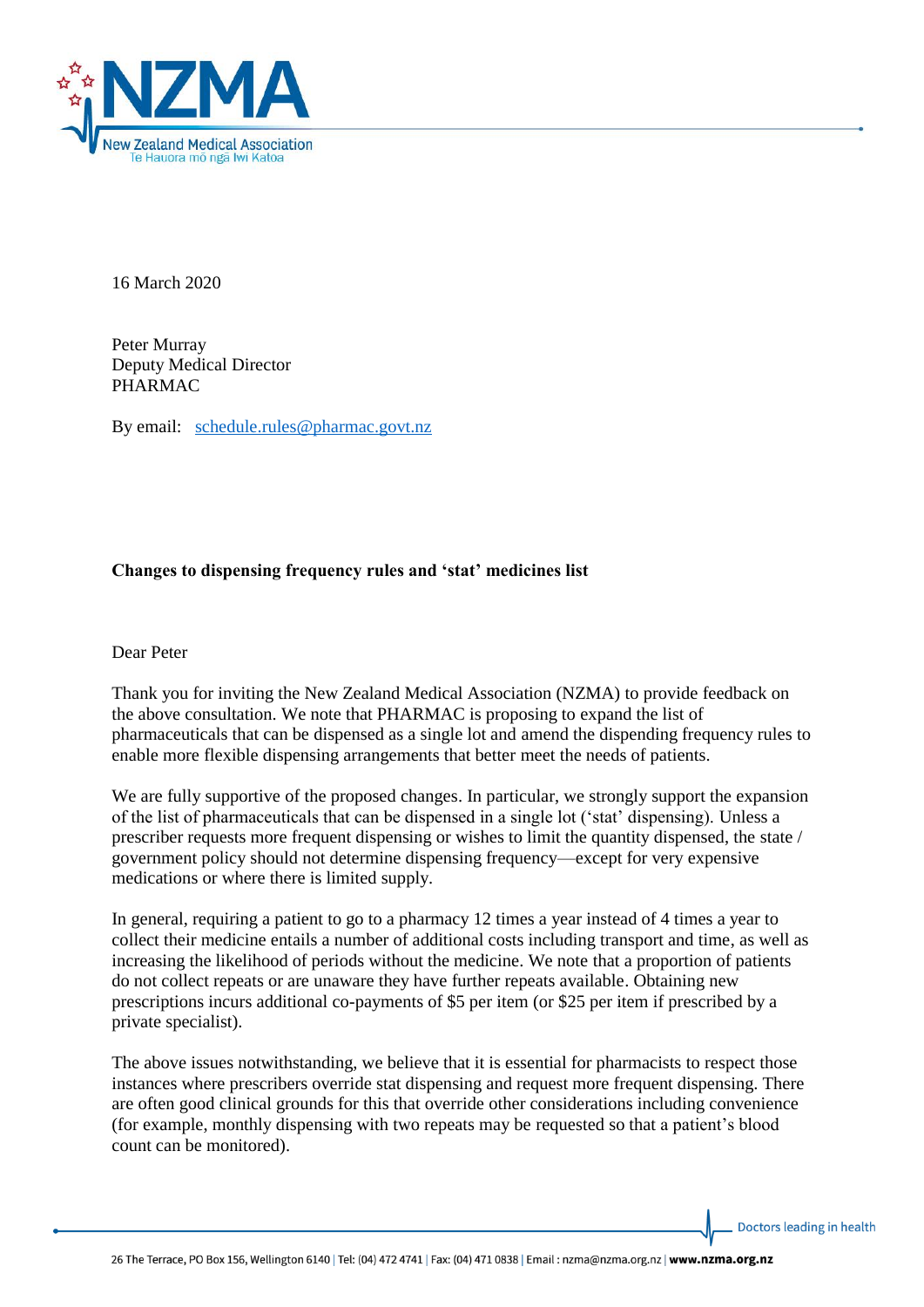16 March 2020

Peter Murray
Deputy Medical Director
PHARMAC

By email: [schedule.rules@pharmac.govt.nz](mailto:schedule.rules@pharmac.govt.nz)

**Changes to dispensing frequency rules and 'stat' medicines list**

Dear Peter

Thank you for inviting the New Zealand Medical Association (NZMA) to provide feedback on the above consultation. We note that PHARMAC is proposing to expand the list of pharmaceuticals that can be dispensed as a single lot and amend the dispending frequency rules to enable more flexible dispensing arrangements that better meet the needs of patients.

We are fully supportive of the proposed changes. In particular, we strongly support the expansion of the list of pharmaceuticals that can be dispensed in a single lot ('stat' dispensing). Unless a prescriber requests more frequent dispensing or wishes to limit the quantity dispensed, the state / government policy should not determine dispensing frequency—except for very expensive medications or where there is limited supply.

In general, requiring a patient to go to a pharmacy 12 times a year instead of 4 times a year to collect their medicine entails a number of additional costs including transport and time, as well as increasing the likelihood of periods without the medicine. We note that a proportion of patients do not collect repeats or are unaware they have further repeats available. Obtaining new prescriptions incurs additional co-payments of $5 per item (or $25 per item if prescribed by a private specialist).

The above issues notwithstanding, we believe that it is essential for pharmacists to respect those instances where prescribers override stat dispensing and request more frequent dispensing. There are often good clinical grounds for this that override other considerations including convenience (for example, monthly dispensing with two repeats may be requested so that a patient's blood count can be monitored).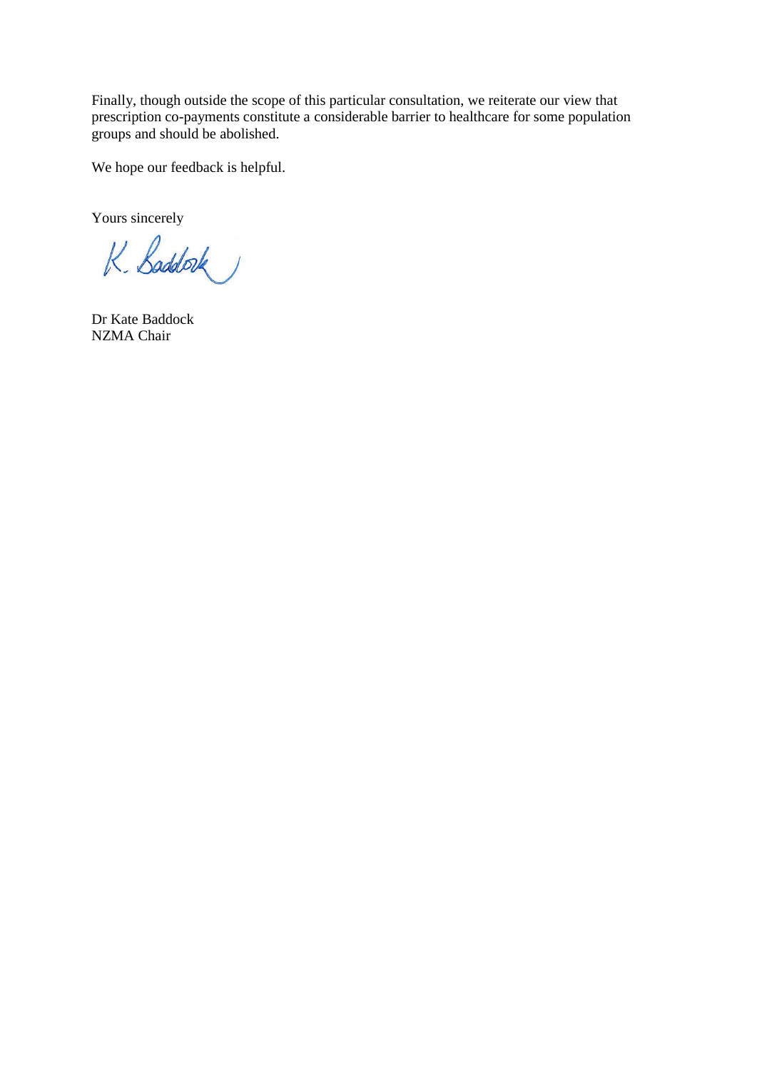Finally, though outside the scope of this particular consultation, we reiterate our view that prescription co-payments constitute a considerable barrier to healthcare for some population groups and should be abolished.

We hope our feedback is helpful.

Yours sincerely

K. Baddock

Dr Kate Baddock
NZMA Chair